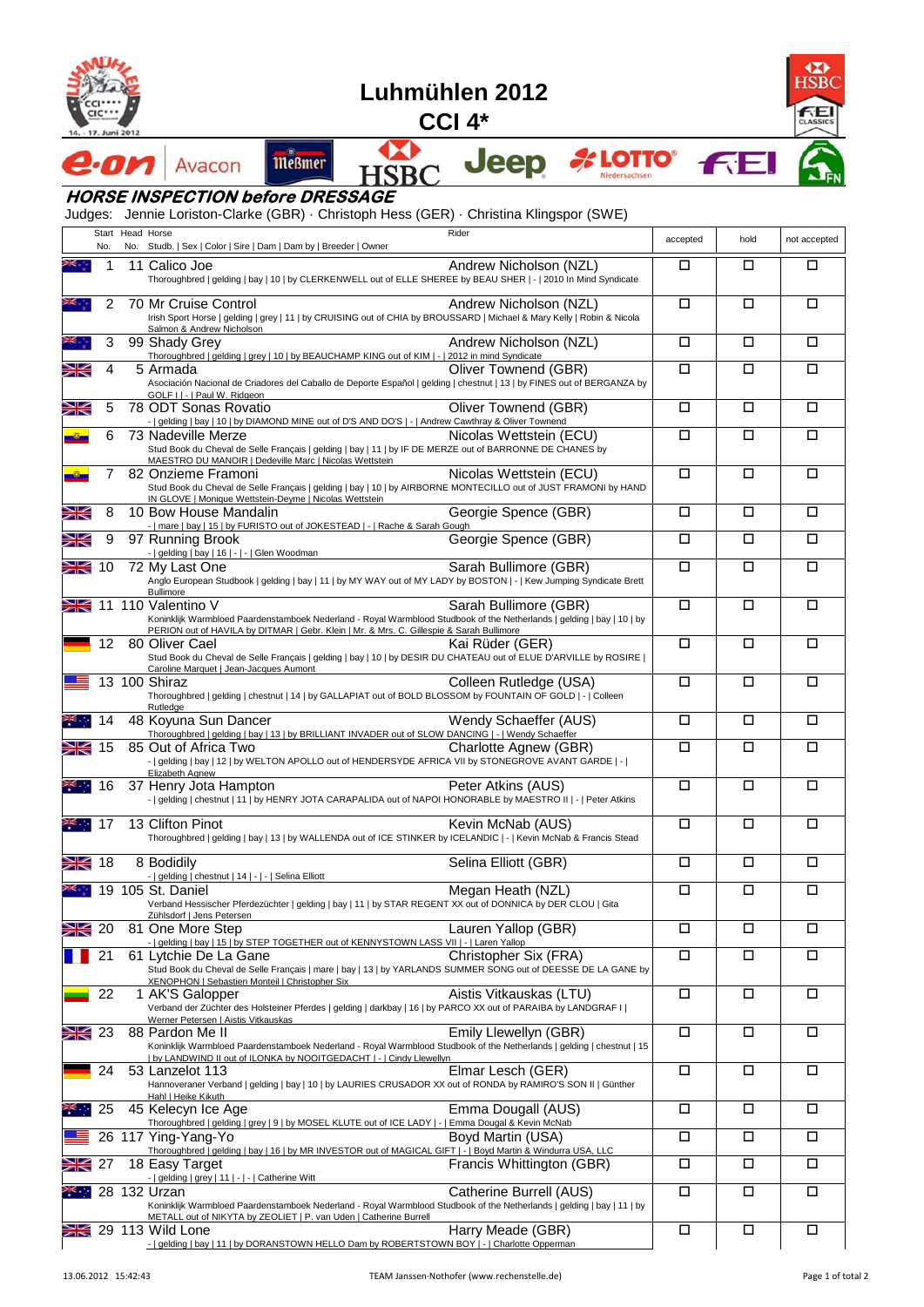# Luhmühlen 2012

## CCI 4*

### HORSE INSPECTION before DRESSAGE

Judges: Jennie Loriston-Clarke (GBR) · Christoph Hess (GER) · Christina Klingspor (SWE)

| Start No. | Head No. | Horse / Studb. \| Sex \| Color \| Sire \| Dam \| Dam by \| Breeder \| Owner | Rider | accepted | hold | not accepted |
|---|---|---|---|---|---|---|
| 1 | 11 | Calico Joe<br>Thoroughbred \| gelding \| bay \| 10 \| by CLERKENWELL out of ELLE SHEREE by BEAU SHER \| - \| 2010 In Mind Syndicate | Andrew Nicholson (NZL) | □ | □ | □ |
| 2 | 70 | Mr Cruise Control<br>Irish Sport Horse \| gelding \| grey \| 11 \| by CRUISING out of CHIA by BROUSSARD \| Michael & Mary Kelly \| Robin & Nicola Salmon & Andrew Nicholson | Andrew Nicholson (NZL) | □ | □ | □ |
| 3 | 99 | Shady Grey<br>Thoroughbred \| gelding \| grey \| 10 \| by BEAUCHAMP KING out of KIM \| - \| 2012 in mind Syndicate | Andrew Nicholson (NZL) | □ | □ | □ |
| 4 | 5 | Armada<br>Asociación Nacional de Criadores del Caballo de Deporte Español \| gelding \| chestnut \| 13 \| by FINES out of BERGANZA by GOLF I \| - \| Paul W. Ridgeon | Oliver Townend (GBR) | □ | □ | □ |
| 5 | 78 | ODT Sonas Rovatio<br>- \| gelding \| bay \| 10 \| by DIAMOND MINE out of D'S AND DO'S \| - \| Andrew Cawthray & Oliver Townend | Oliver Townend (GBR) | □ | □ | □ |
| 6 | 73 | Nadeville Merze<br>Stud Book du Cheval de Selle Français \| gelding \| bay \| 11 \| by IF DE MERZE out of BARRONNE DE CHANES by MAESTRO DU MANOIR \| Dedeville Marc \| Nicolas Wettstein | Nicolas Wettstein (ECU) | □ | □ | □ |
| 7 | 82 | Onzieme Framoni<br>Stud Book du Cheval de Selle Français \| gelding \| bay \| 10 \| by AIRBORNE MONTECILLO out of JUST FRAMONI by HAND IN GLOVE \| Monique Wettstein-Deyme \| Nicolas Wettstein | Nicolas Wettstein (ECU) | □ | □ | □ |
| 8 | 10 | Bow House Mandalin<br>- \| mare \| bay \| 15 \| by FURISTO out of JOKESTEAD \| - \| Rache & Sarah Gough | Georgie Spence (GBR) | □ | □ | □ |
| 9 | 97 | Running Brook<br>- \| gelding \| bay \| 16 \| - \| - \| Glen Woodman | Georgie Spence (GBR) | □ | □ | □ |
| 10 | 72 | My Last One<br>Anglo European Studbook \| gelding \| bay \| 11 \| by MY WAY out of MY LADY by BOSTON \| - \| Kew Jumping Syndicate Brett Bullimore | Sarah Bullimore (GBR) | □ | □ | □ |
| 11 | 110 | Valentino V<br>Koninklijk Warmbloed Paardenstamboek Nederland - Royal Warmblood Studbook of the Netherlands \| gelding \| bay \| 10 \| by PERION out of HAVILA by DITMAR \| Gebr. Klein \| Mr. & Mrs. C. Gillespie & Sarah Bullimore | Sarah Bullimore (GBR) | □ | □ | □ |
| 12 | 80 | Oliver Cael<br>Stud Book du Cheval de Selle Français \| gelding \| bay \| 10 \| by DESIR DU CHATEAU out of ELUE D'ARVILLE by ROSIRE \| Caroline Marquet \| Jean-Jacques Aumont | Kai Rüder (GER) | □ | □ | □ |
| 13 | 100 | Shiraz<br>Thoroughbred \| gelding \| chestnut \| 14 \| by GALLAPIAT out of BOLD BLOSSOM by FOUNTAIN OF GOLD \| - \| Colleen Rutledge | Colleen Rutledge (USA) | □ | □ | □ |
| 14 | 48 | Koyuna Sun Dancer<br>Thoroughbred \| gelding \| bay \| 13 \| by BRILLIANT INVADER out of SLOW DANCING \| - \| Wendy Schaeffer | Wendy Schaeffer (AUS) | □ | □ | □ |
| 15 | 85 | Out of Africa Two<br>- \| gelding \| bay \| 12 \| by WELTON APOLLO out of HENDERSYDE AFRICA VII by STONEGROVE AVANT GARDE \| - \| Elizabeth Agnew | Charlotte Agnew (GBR) | □ | □ | □ |
| 16 | 37 | Henry Jota Hampton<br>- \| gelding \| chestnut \| 11 \| by HENRY JOTA CARAPALIDA out of NAPOI HONORABLE by MAESTRO II \| - \| Peter Atkins | Peter Atkins (AUS) | □ | □ | □ |
| 17 | 13 | Clifton Pinot<br>Thoroughbred \| gelding \| bay \| 13 \| by WALLENDA out of ICE STINKER by ICELANDIC \| - \| Kevin McNab & Francis Stead | Kevin McNab (AUS) | □ | □ | □ |
| 18 | 8 | Bodidily<br>- \| gelding \| chestnut \| 14 \| - \| - \| Selina Elliott | Selina Elliott (GBR) | □ | □ | □ |
| 19 | 105 | St. Daniel<br>Verband Hessischer Pferdezüchter \| gelding \| bay \| 11 \| by STAR REGENT XX out of DONNICA by DER CLOU \| Gita Zühlsdorf \| Jens Petersen | Megan Heath (NZL) | □ | □ | □ |
| 20 | 81 | One More Step<br>- \| gelding \| bay \| 15 \| by STEP TOGETHER out of KENNYSTOWN LASS VII \| - \| Laren Yallop | Lauren Yallop (GBR) | □ | □ | □ |
| 21 | 61 | Lytchie De La Gane<br>Stud Book du Cheval de Selle Français \| mare \| bay \| 13 \| by YARLANDS SUMMER SONG out of DEESSE DE LA GANE by XENOPHON \| Sebastien Monteil \| Christopher Six | Christopher Six (FRA) | □ | □ | □ |
| 22 | 1 | AK'S Galopper<br>Verband der Züchter des Holsteiner Pferdes \| gelding \| darkbay \| 16 \| by PARCO XX out of PARAIBA by LANDGRAF I \| Werner Petersen \| Aistis Vitkauskas | Aistis Vitkauskas (LTU) | □ | □ | □ |
| 23 | 88 | Pardon Me II<br>Koninklijk Warmbloed Paardenstamboek Nederland - Royal Warmblood Studbook of the Netherlands \| gelding \| chestnut \| 15 \| by LANDWIND II out of ILONKA by NOOITGEDACHT \| - \| Cindy Llewellyn | Emily Llewellyn (GBR) | □ | □ | □ |
| 24 | 53 | Lanzelot 113<br>Hannoveraner Verband \| gelding \| bay \| 10 \| by LAURIES CRUSADOR XX out of RONDA by RAMIRO'S SON II \| Günther Hahl \| Heike Kikuth | Elmar Lesch (GER) | □ | □ | □ |
| 25 | 45 | Kelecyn Ice Age<br>Thoroughbred \| gelding \| grey \| 9 \| by MOSEL KLUTE out of ICE LADY \| - \| Emma Dougal & Kevin McNab | Emma Dougall (AUS) | □ | □ | □ |
| 26 | 117 | Ying-Yang-Yo<br>Thoroughbred \| gelding \| bay \| 16 \| by MR INVESTOR out of MAGICAL GIFT \| - \| Boyd Martin & Windurra USA, LLC | Boyd Martin (USA) | □ | □ | □ |
| 27 | 18 | Easy Target<br>- \| gelding \| grey \| 11 \| - \| - \| Catherine Witt | Francis Whittington (GBR) | □ | □ | □ |
| 28 | 132 | Urzan<br>Koninklijk Warmbloed Paardenstamboek Nederland - Royal Warmblood Studbook of the Netherlands \| gelding \| bay \| 11 \| by METALL out of NIKYTA by ZEOLIET \| P. van Uden \| Catherine Burrell | Catherine Burrell (AUS) | □ | □ | □ |
| 29 | 113 | Wild Lone<br>- \| gelding \| bay \| 11 \| by DORANSTOWN HELLO Dam by ROBERTSTOWN BOY \| - \| Charlotte Opperman | Harry Meade (GBR) | □ | □ | □ |

13.06.2012 15:42:43 TEAM Janssen-Nothofer (www.rechenstelle.de)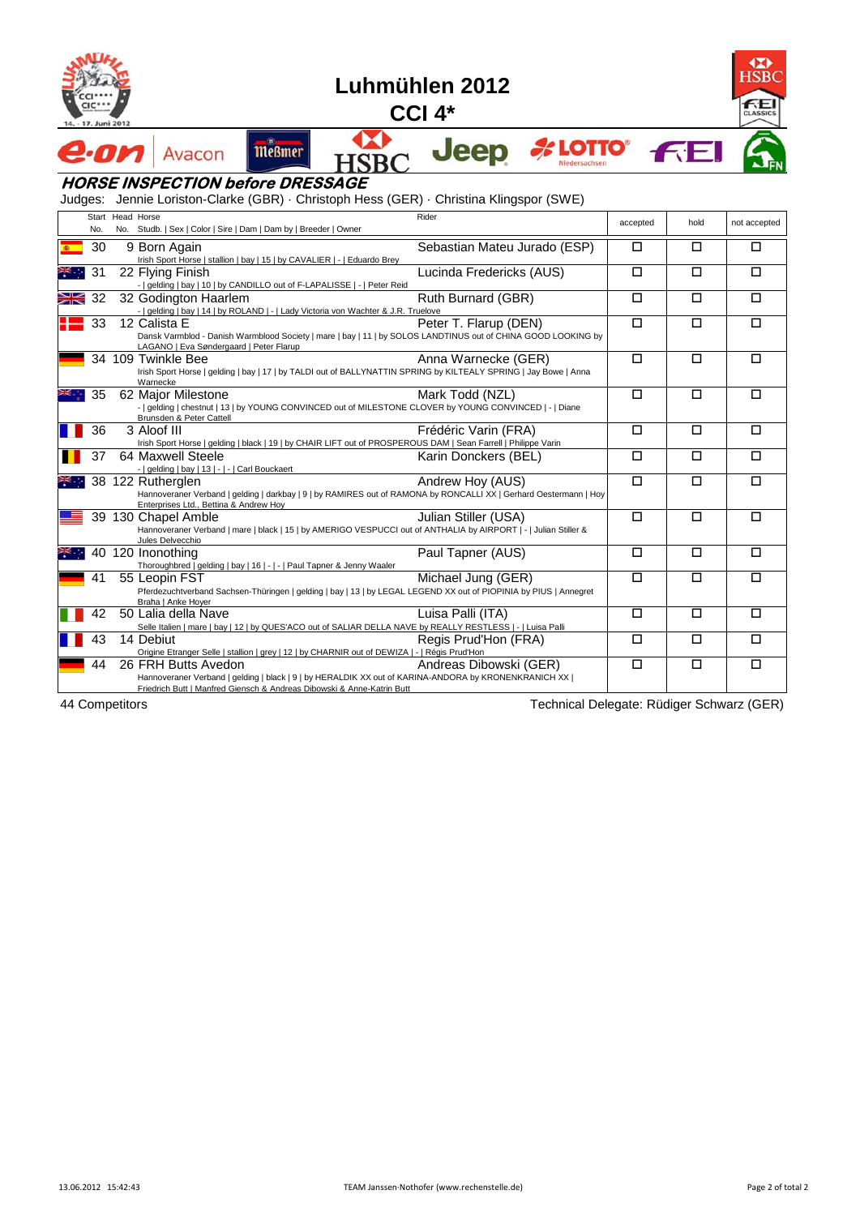# Luhmühlen 2012

## CCI 4*

### HORSE INSPECTION before DRESSAGE

Judges: Jennie Loriston-Clarke (GBR) · Christoph Hess (GER) · Christina Klingspor (SWE)

| Start No. | Head No. | Horse / Studb. \| Sex \| Color \| Sire \| Dam \| Dam by \| Breeder \| Owner | Rider | accepted | hold | not accepted |
|---|---|---|---|---|---|---|
| 30 | 9 | Born Again<br>Irish Sport Horse \| stallion \| bay \| 15 \| by CAVALIER \| - \| Eduardo Brey | Sebastian Mateu Jurado (ESP) | ☐ | ☐ | ☐ |
| 31 | 22 | Flying Finish<br>- \| gelding \| bay \| 10 \| by CANDILLO out of F-LAPALISSE \| - \| Peter Reid | Lucinda Fredericks (AUS) | ☐ | ☐ | ☐ |
| 32 | 32 | Godington Haarlem<br>- \| gelding \| bay \| 14 \| by ROLAND \| - \| Lady Victoria von Wachter & J.R. Truelove | Ruth Burnard (GBR) | ☐ | ☐ | ☐ |
| 33 | 12 | Calista E<br>Dansk Varmblod - Danish Warmblood Society \| mare \| bay \| 11 \| by SOLOS LANDTINUS out of CHINA GOOD LOOKING by LAGANO \| Eva Søndergaard \| Peter Flarup | Peter T. Flarup (DEN) | ☐ | ☐ | ☐ |
| 34 | 109 | Twinkle Bee<br>Irish Sport Horse \| gelding \| bay \| 17 \| by TALDI out of BALLYNATTIN SPRING by KILTEALY SPRING \| Jay Bowe \| Anna Warnecke | Anna Warnecke (GER) | ☐ | ☐ | ☐ |
| 35 | 62 | Major Milestone<br>- \| gelding \| chestnut \| 13 \| by YOUNG CONVINCED out of MILESTONE CLOVER by YOUNG CONVINCED \| - \| Diane Brunsden & Peter Cattell | Mark Todd (NZL) | ☐ | ☐ | ☐ |
| 36 | 3 | Aloof III<br>Irish Sport Horse \| gelding \| black \| 19 \| by CHAIR LIFT out of PROSPEROUS DAM \| Sean Farrell \| Philippe Varin | Frédéric Varin (FRA) | ☐ | ☐ | ☐ |
| 37 | 64 | Maxwell Steele<br>- \| gelding \| bay \| 13 \| - \| - \| Carl Bouckaert | Karin Donckers (BEL) | ☐ | ☐ | ☐ |
| 38 | 122 | Rutherglen<br>Hannoveraner Verband \| gelding \| darkbay \| 9 \| by RAMIRES out of RAMONA by RONCALLI XX \| Gerhard Oestermann \| Hoy Enterprises Ltd., Bettina & Andrew Hoy | Andrew Hoy (AUS) | ☐ | ☐ | ☐ |
| 39 | 130 | Chapel Amble<br>Hannoveraner Verband \| mare \| black \| 15 \| by AMERIGO VESPUCCI out of ANTHALIA by AIRPORT \| - \| Julian Stiller & Jules Delvecchio | Julian Stiller (USA) | ☐ | ☐ | ☐ |
| 40 | 120 | Inonothing<br>Thoroughbred \| gelding \| bay \| 16 \| - \| - \| Paul Tapner & Jenny Waaler | Paul Tapner (AUS) | ☐ | ☐ | ☐ |
| 41 | 55 | Leopin FST<br>Pferdezuchtverband Sachsen-Thüringen \| gelding \| bay \| 13 \| by LEGAL LEGEND XX out of PIOPINIA by PIUS \| Annegret Braha \| Anke Hoyer | Michael Jung (GER) | ☐ | ☐ | ☐ |
| 42 | 50 | Lalia della Nave<br>Selle Italien \| mare \| bay \| 12 \| by QUES'ACO out of SALIAR DELLA NAVE by REALLY RESTLESS \| - \| Luisa Palli | Luisa Palli (ITA) | ☐ | ☐ | ☐ |
| 43 | 14 | Debiut<br>Origine Etranger Selle \| stallion \| grey \| 12 \| by CHARNIR out of DEWIZA \| - \| Régis Prud'Hon | Regis Prud'Hon (FRA) | ☐ | ☐ | ☐ |
| 44 | 26 | FRH Butts Avedon<br>Hannoveraner Verband \| gelding \| black \| 9 \| by HERALDIK XX out of KARINA-ANDORA by KRONENKRANICH XX \| Friedrich Butt \| Manfred Giensch & Andreas Dibowski & Anne-Katrin Butt | Andreas Dibowski (GER) | ☐ | ☐ | ☐ |

44 Competitors

Technical Delegate: Rüdiger Schwarz (GER)